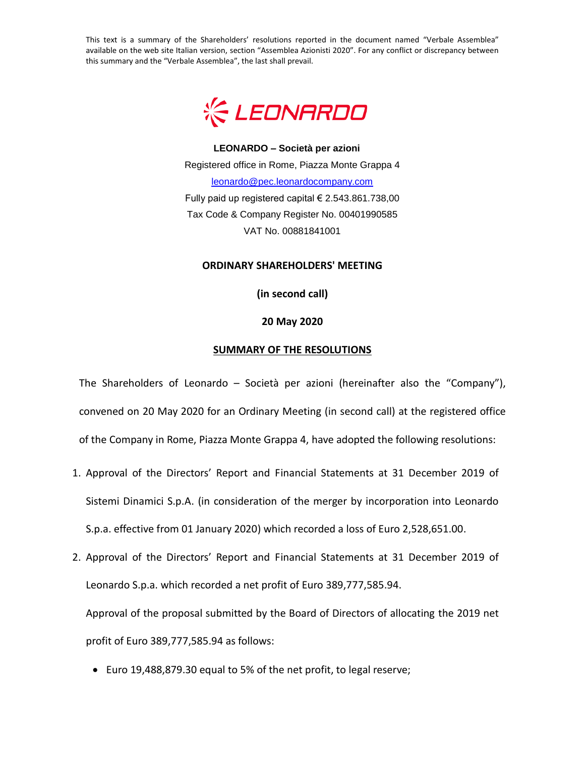This text is a summary of the Shareholders' resolutions reported in the document named "Verbale Assemblea" available on the web site Italian version, section "Assemblea Azionisti 2020". For any conflict or discrepancy between this summary and the "Verbale Assemblea", the last shall prevail.

LEONARDO

**LEONARDO – Società per azioni**

Registered office in Rome, Piazza Monte Grappa 4

leonardo@pec.leonardocompany.com

Fully paid up registered capital € 2.543.861.738,00

Tax Code & Company Register No. 00401990585

VAT No. 00881841001

**ORDINARY SHAREHOLDERS' MEETING**

**(in second call)**

**20 May 2020**

**SUMMARY OF THE RESOLUTIONS**

The Shareholders of Leonardo – Società per azioni (hereinafter also the "Company"), convened on 20 May 2020 for an Ordinary Meeting (in second call) at the registered office of the Company in Rome, Piazza Monte Grappa 4, have adopted the following resolutions:

1. Approval of the Directors' Report and Financial Statements at 31 December 2019 of Sistemi Dinamici S.p.A. (in consideration of the merger by incorporation into Leonardo S.p.a. effective from 01 January 2020) which recorded a loss of Euro 2,528,651.00.
2. Approval of the Directors' Report and Financial Statements at 31 December 2019 of Leonardo S.p.a. which recorded a net profit of Euro 389,777,585.94.

   Approval of the proposal submitted by the Board of Directors of allocating the 2019 net profit of Euro 389,777,585.94 as follows:

   - Euro 19,488,879.30 equal to 5% of the net profit, to legal reserve;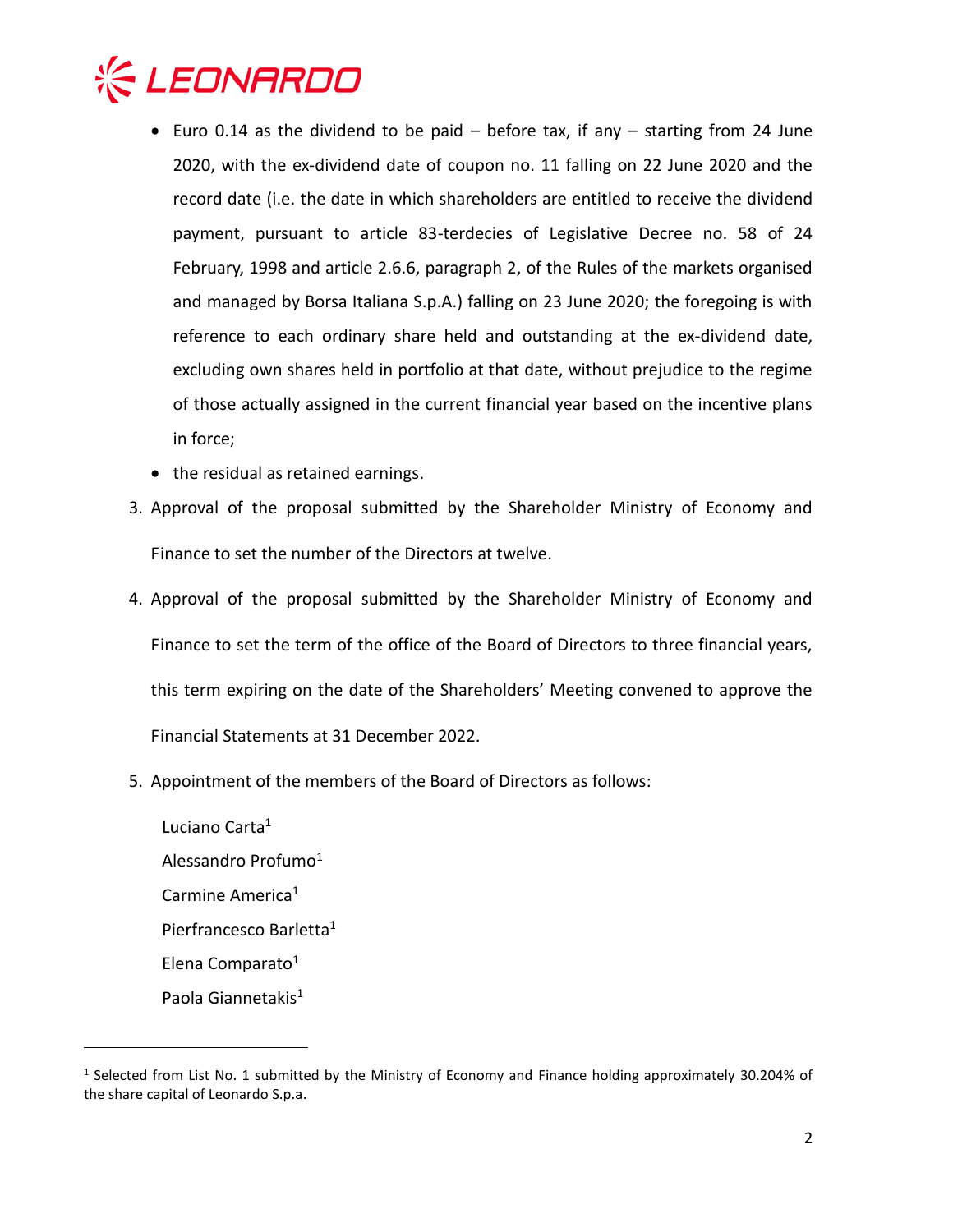- Euro 0.14 as the dividend to be paid – before tax, if any – starting from 24 June 2020, with the ex-dividend date of coupon no. 11 falling on 22 June 2020 and the record date (i.e. the date in which shareholders are entitled to receive the dividend payment, pursuant to article 83-terdecies of Legislative Decree no. 58 of 24 February, 1998 and article 2.6.6, paragraph 2, of the Rules of the markets organised and managed by Borsa Italiana S.p.A.) falling on 23 June 2020; the foregoing is with reference to each ordinary share held and outstanding at the ex-dividend date, excluding own shares held in portfolio at that date, without prejudice to the regime of those actually assigned in the current financial year based on the incentive plans in force;
- the residual as retained earnings.

3. Approval of the proposal submitted by the Shareholder Ministry of Economy and Finance to set the number of the Directors at twelve.
4. Approval of the proposal submitted by the Shareholder Ministry of Economy and Finance to set the term of the office of the Board of Directors to three financial years, this term expiring on the date of the Shareholders' Meeting convened to approve the Financial Statements at 31 December 2022.
5. Appointment of the members of the Board of Directors as follows:

   Luciano Carta[1]
   Alessandro Profumo[1]
   Carmine America[1]
   Pierfrancesco Barletta[1]
   Elena Comparato[1]
   Paola Giannetakis[1]

---

[1] Selected from List No. 1 submitted by the Ministry of Economy and Finance holding approximately 30.204% of the share capital of Leonardo S.p.a.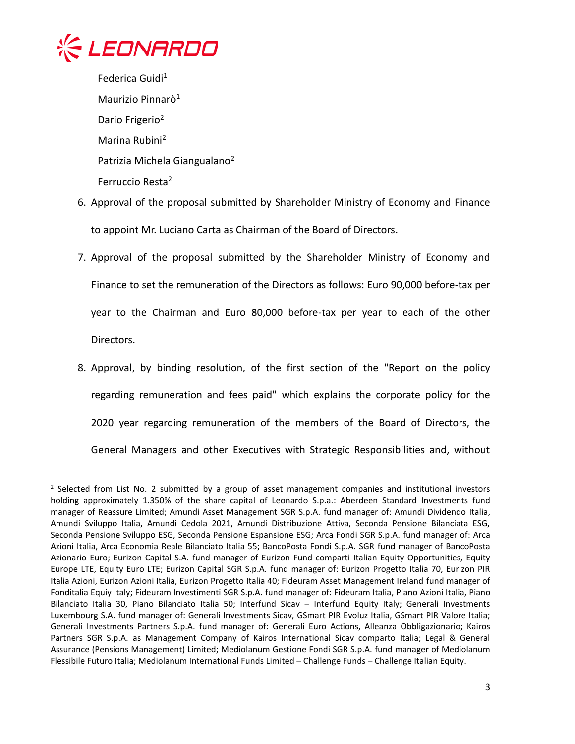Federica Guidi[1]

Maurizio Pinnarò[1]

Dario Frigerio[2]

Marina Rubini[2]

Patrizia Michela Giangualano[2]

Ferruccio Resta[2]

6. Approval of the proposal submitted by Shareholder Ministry of Economy and Finance to appoint Mr. Luciano Carta as Chairman of the Board of Directors.
7. Approval of the proposal submitted by the Shareholder Ministry of Economy and Finance to set the remuneration of the Directors as follows: Euro 90,000 before-tax per year to the Chairman and Euro 80,000 before-tax per year to each of the other Directors.
8. Approval, by binding resolution, of the first section of the "Report on the policy regarding remuneration and fees paid" which explains the corporate policy for the 2020 year regarding remuneration of the members of the Board of Directors, the General Managers and other Executives with Strategic Responsibilities and, without

---

[2] Selected from List No. 2 submitted by a group of asset management companies and institutional investors holding approximately 1.350% of the share capital of Leonardo S.p.a.: Aberdeen Standard Investments fund manager of Reassure Limited; Amundi Asset Management SGR S.p.A. fund manager of: Amundi Dividendo Italia, Amundi Sviluppo Italia, Amundi Cedola 2021, Amundi Distribuzione Attiva, Seconda Pensione Bilanciata ESG, Seconda Pensione Sviluppo ESG, Seconda Pensione Espansione ESG; Arca Fondi SGR S.p.A. fund manager of: Arca Azioni Italia, Arca Economia Reale Bilanciato Italia 55; BancoPosta Fondi S.p.A. SGR fund manager of BancoPosta Azionario Euro; Eurizon Capital S.A. fund manager of Eurizon Fund comparti Italian Equity Opportunities, Equity Europe LTE, Equity Euro LTE; Eurizon Capital SGR S.p.A. fund manager of: Eurizon Progetto Italia 70, Eurizon PIR Italia Azioni, Eurizon Azioni Italia, Eurizon Progetto Italia 40; Fideuram Asset Management Ireland fund manager of Fonditalia Equiy Italy; Fideuram Investimenti SGR S.p.A. fund manager of: Fideuram Italia, Piano Azioni Italia, Piano Bilanciato Italia 30, Piano Bilanciato Italia 50; Interfund Sicav – Interfund Equity Italy; Generali Investments Luxembourg S.A. fund manager of: Generali Investments Sicav, GSmart PIR Evoluz Italia, GSmart PIR Valore Italia; Generali Investments Partners S.p.A. fund manager of: Generali Euro Actions, Alleanza Obbligazionario; Kairos Partners SGR S.p.A. as Management Company of Kairos International Sicav comparto Italia; Legal & General Assurance (Pensions Management) Limited; Mediolanum Gestione Fondi SGR S.p.A. fund manager of Mediolanum Flessibile Futuro Italia; Mediolanum International Funds Limited – Challenge Funds – Challenge Italian Equity.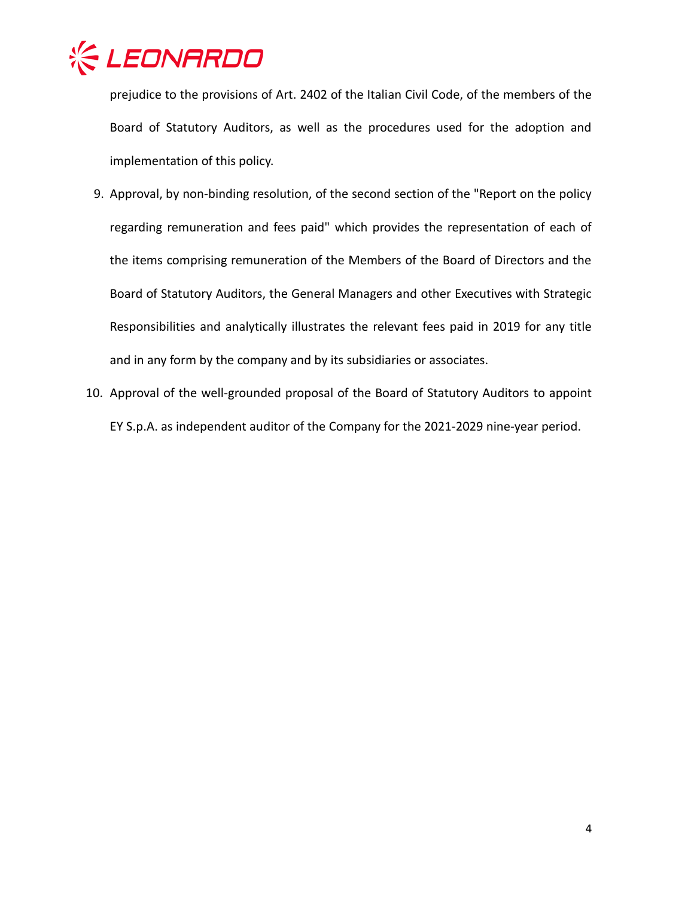prejudice to the provisions of Art. 2402 of the Italian Civil Code, of the members of the Board of Statutory Auditors, as well as the procedures used for the adoption and implementation of this policy.

9. Approval, by non-binding resolution, of the second section of the "Report on the policy regarding remuneration and fees paid" which provides the representation of each of the items comprising remuneration of the Members of the Board of Directors and the Board of Statutory Auditors, the General Managers and other Executives with Strategic Responsibilities and analytically illustrates the relevant fees paid in 2019 for any title and in any form by the company and by its subsidiaries or associates.
10. Approval of the well-grounded proposal of the Board of Statutory Auditors to appoint EY S.p.A. as independent auditor of the Company for the 2021-2029 nine-year period.